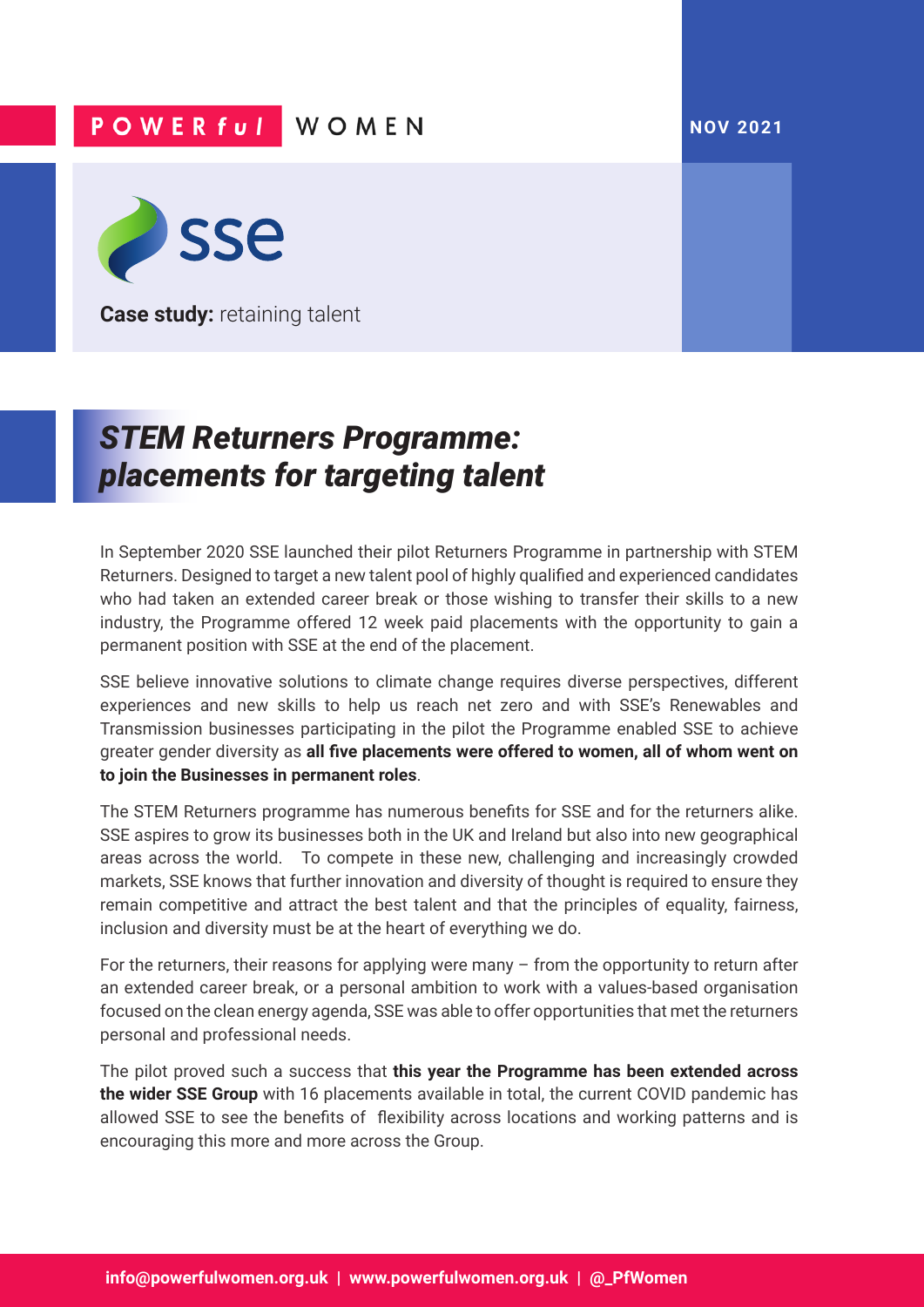POWERful WOMEN

NOV 2021

sse

**Case study:** retaining talent

# *STEM Returners Programme: placements for targeting talent*

In September 2020 SSE launched their pilot Returners Programme in partnership with STEM Returners. Designed to target a new talent pool of highly qualified and experienced candidates who had taken an extended career break or those wishing to transfer their skills to a new industry, the Programme offered 12 week paid placements with the opportunity to gain a permanent position with SSE at the end of the placement.

SSE believe innovative solutions to climate change requires diverse perspectives, different experiences and new skills to help us reach net zero and with SSE's Renewables and Transmission businesses participating in the pilot the Programme enabled SSE to achieve greater gender diversity as **all five placements were offered to women, all of whom went on to join the Businesses in permanent roles**.

The STEM Returners programme has numerous benefits for SSE and for the returners alike. SSE aspires to grow its businesses both in the UK and Ireland but also into new geographical areas across the world. To compete in these new, challenging and increasingly crowded markets, SSE knows that further innovation and diversity of thought is required to ensure they remain competitive and attract the best talent and that the principles of equality, fairness, inclusion and diversity must be at the heart of everything we do.

For the returners, their reasons for applying were many – from the opportunity to return after an extended career break, or a personal ambition to work with a values-based organisation focused on the clean energy agenda, SSE was able to offer opportunities that met the returners personal and professional needs.

The pilot proved such a success that **this year the Programme has been extended across the wider SSE Group** with 16 placements available in total, the current COVID pandemic has allowed SSE to see the benefits of flexibility across locations and working patterns and is encouraging this more and more across the Group.

**info@powerfulwomen.org.uk | www.powerfulwomen.org.uk | @_PfWomen**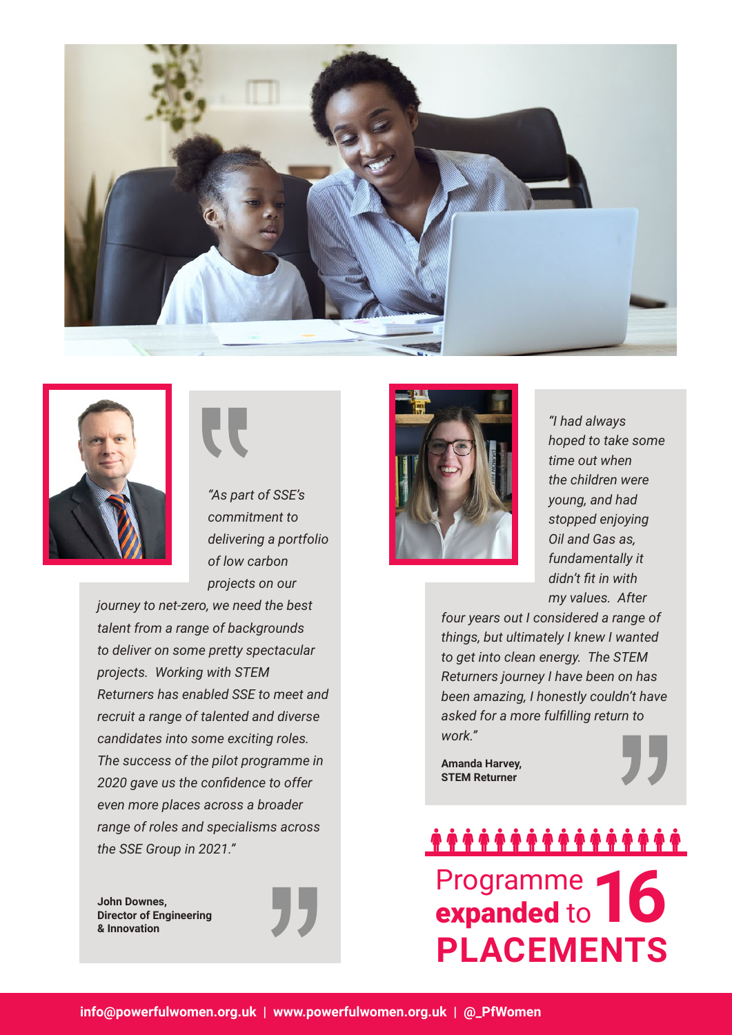*"As part of SSE's commitment to delivering a portfolio of low carbon projects on our journey to net-zero, we need the best talent from a range of backgrounds to deliver on some pretty spectacular projects. Working with STEM Returners has enabled SSE to meet and recruit a range of talented and diverse candidates into some exciting roles. The success of the pilot programme in 2020 gave us the confidence to offer even more places across a broader range of roles and specialisms across the SSE Group in 2021."*

**John Downes,**
**Director of Engineering & Innovation**

*"I had always hoped to take some time out when the children were young, and had stopped enjoying Oil and Gas as, fundamentally it didn't fit in with my values. After four years out I considered a range of things, but ultimately I knew I wanted to get into clean energy. The STEM Returners journey I have been on has been amazing, I honestly couldn't have asked for a more fulfilling return to work."*

**Amanda Harvey,**
**STEM Returner**

Programme **expanded** to **16 PLACEMENTS**

**info@powerfulwomen.org.uk | www.powerfulwomen.org.uk | @_PfWomen**